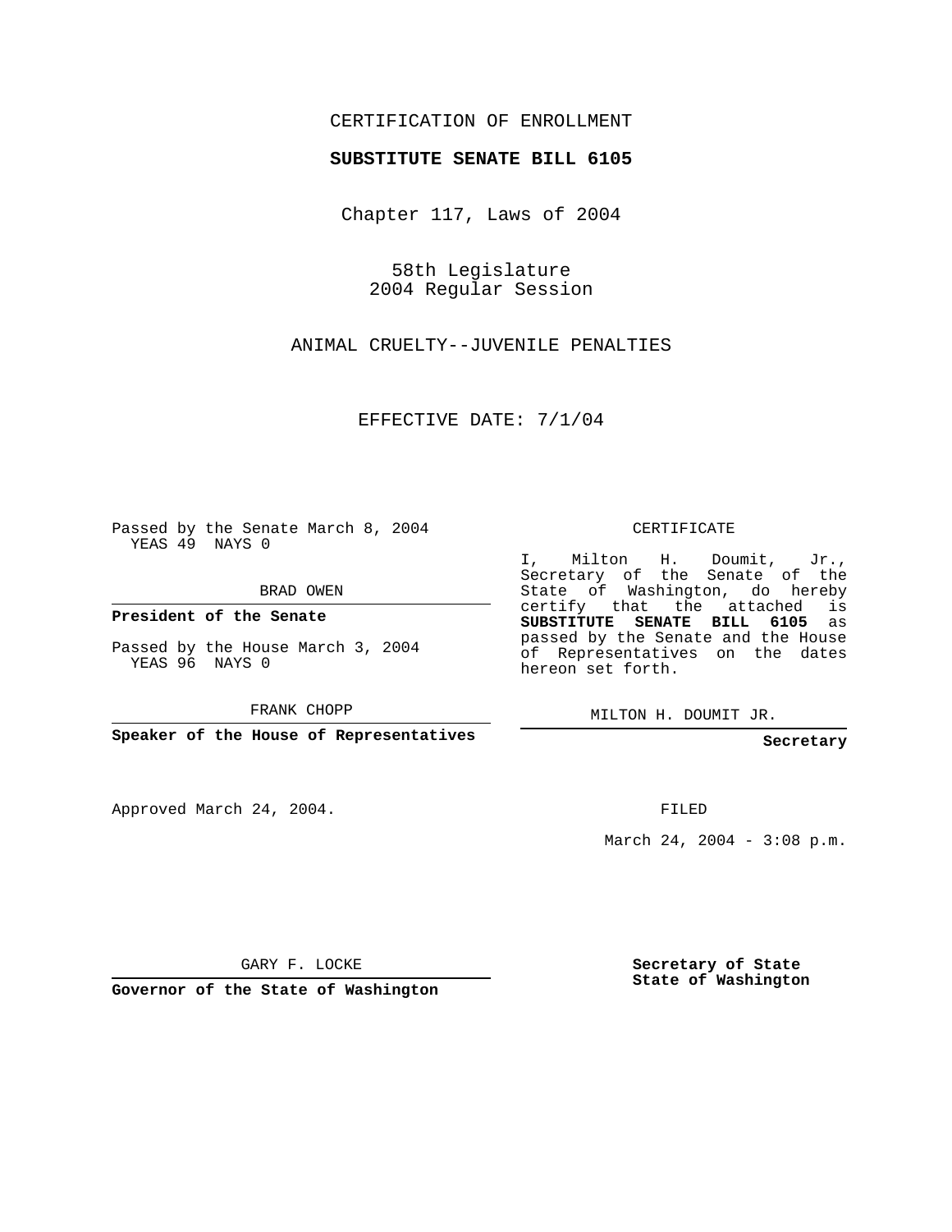CERTIFICATION OF ENROLLMENT

**SUBSTITUTE SENATE BILL 6105**

Chapter 117, Laws of 2004

58th Legislature
2004 Regular Session

ANIMAL CRUELTY--JUVENILE PENALTIES

EFFECTIVE DATE: 7/1/04

Passed by the Senate March 8, 2004
YEAS 49 NAYS 0

BRAD OWEN

**President of the Senate**

Passed by the House March 3, 2004
YEAS 96 NAYS 0

FRANK CHOPP

**Speaker of the House of Representatives**

Approved March 24, 2004.

GARY F. LOCKE

**Governor of the State of Washington**

CERTIFICATE

I, Milton H. Doumit, Jr., Secretary of the Senate of the State of Washington, do hereby certify that the attached is **SUBSTITUTE SENATE BILL 6105** as passed by the Senate and the House of Representatives on the dates hereon set forth.

MILTON H. DOUMIT JR.

**Secretary**

FILED

March 24, 2004 - 3:08 p.m.

**Secretary of State**
**State of Washington**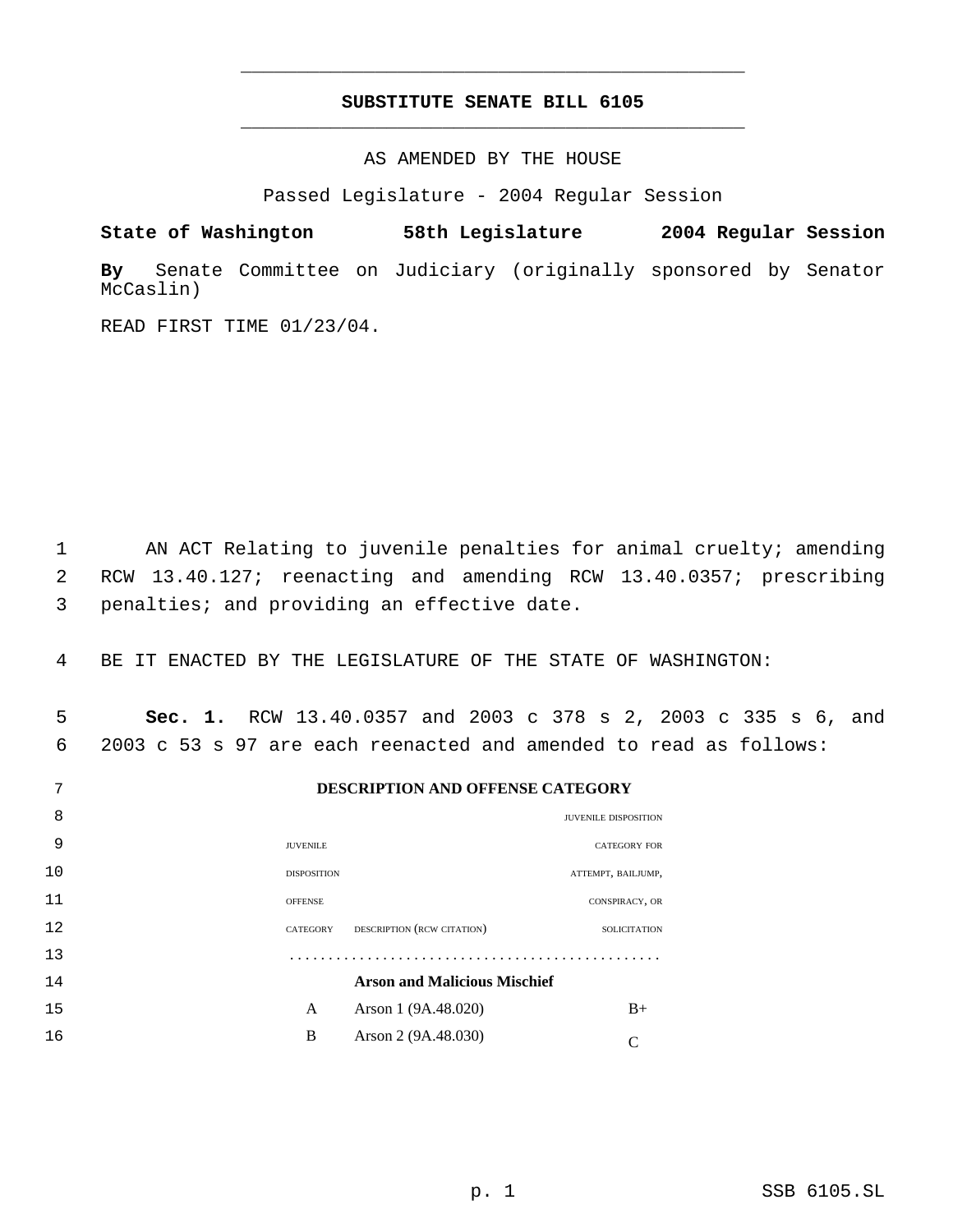## SUBSTITUTE SENATE BILL 6105

AS AMENDED BY THE HOUSE

Passed Legislature - 2004 Regular Session

**State of Washington 58th Legislature 2004 Regular Session**

**By** Senate Committee on Judiciary (originally sponsored by Senator McCaslin)

READ FIRST TIME 01/23/04.

1 AN ACT Relating to juvenile penalties for animal cruelty; amending
2 RCW 13.40.127; reenacting and amending RCW 13.40.0357; prescribing
3 penalties; and providing an effective date.

4 BE IT ENACTED BY THE LEGISLATURE OF THE STATE OF WASHINGTON:

5 **Sec. 1.** RCW 13.40.0357 and 2003 c 378 s 2, 2003 c 335 s 6, and
6 2003 c 53 s 97 are each reenacted and amended to read as follows:

7 **DESCRIPTION AND OFFENSE CATEGORY**

| JUVENILE DISPOSITION OFFENSE CATEGORY | DESCRIPTION (RCW CITATION) | JUVENILE DISPOSITION CATEGORY FOR ATTEMPT, BAILJUMP, CONSPIRACY, OR SOLICITATION |
|---|---|---|
| ............... | ............... | ............... |
| | **Arson and Malicious Mischief** | |
| A | Arson 1 (9A.48.020) | B+ |
| B | Arson 2 (9A.48.030) | C |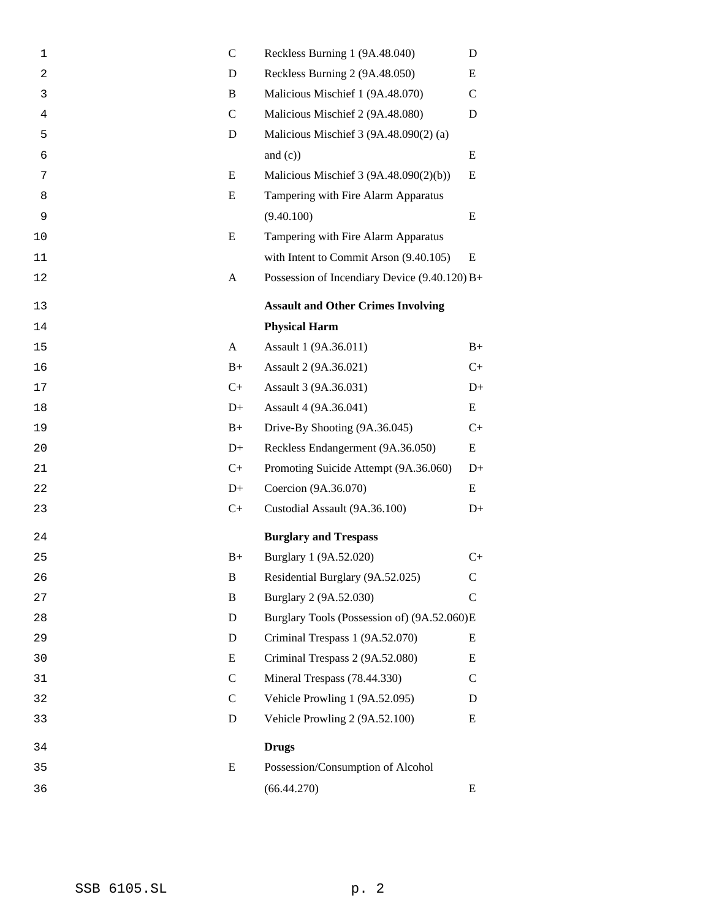| | | |
|---|---|---|
| C | Reckless Burning 1 (9A.48.040) | D |
| D | Reckless Burning 2 (9A.48.050) | E |
| B | Malicious Mischief 1 (9A.48.070) | C |
| C | Malicious Mischief 2 (9A.48.080) | D |
| D | Malicious Mischief 3 (9A.48.090(2) (a) and (c)) | E |
| E | Malicious Mischief 3 (9A.48.090(2)(b)) | E |
| E | Tampering with Fire Alarm Apparatus (9.40.100) | E |
| E | Tampering with Fire Alarm Apparatus with Intent to Commit Arson (9.40.105) | E |
| A | Possession of Incendiary Device (9.40.120) | B+ |
| | **Assault and Other Crimes Involving Physical Harm** | |
| A | Assault 1 (9A.36.011) | B+ |
| B+ | Assault 2 (9A.36.021) | C+ |
| C+ | Assault 3 (9A.36.031) | D+ |
| D+ | Assault 4 (9A.36.041) | E |
| B+ | Drive-By Shooting (9A.36.045) | C+ |
| D+ | Reckless Endangerment (9A.36.050) | E |
| C+ | Promoting Suicide Attempt (9A.36.060) | D+ |
| D+ | Coercion (9A.36.070) | E |
| C+ | Custodial Assault (9A.36.100) | D+ |
| | **Burglary and Trespass** | |
| B+ | Burglary 1 (9A.52.020) | C+ |
| B | Residential Burglary (9A.52.025) | C |
| B | Burglary 2 (9A.52.030) | C |
| D | Burglary Tools (Possession of) (9A.52.060) | E |
| D | Criminal Trespass 1 (9A.52.070) | E |
| E | Criminal Trespass 2 (9A.52.080) | E |
| C | Mineral Trespass (78.44.330) | C |
| C | Vehicle Prowling 1 (9A.52.095) | D |
| D | Vehicle Prowling 2 (9A.52.100) | E |
| | **Drugs** | |
| E | Possession/Consumption of Alcohol (66.44.270) | E |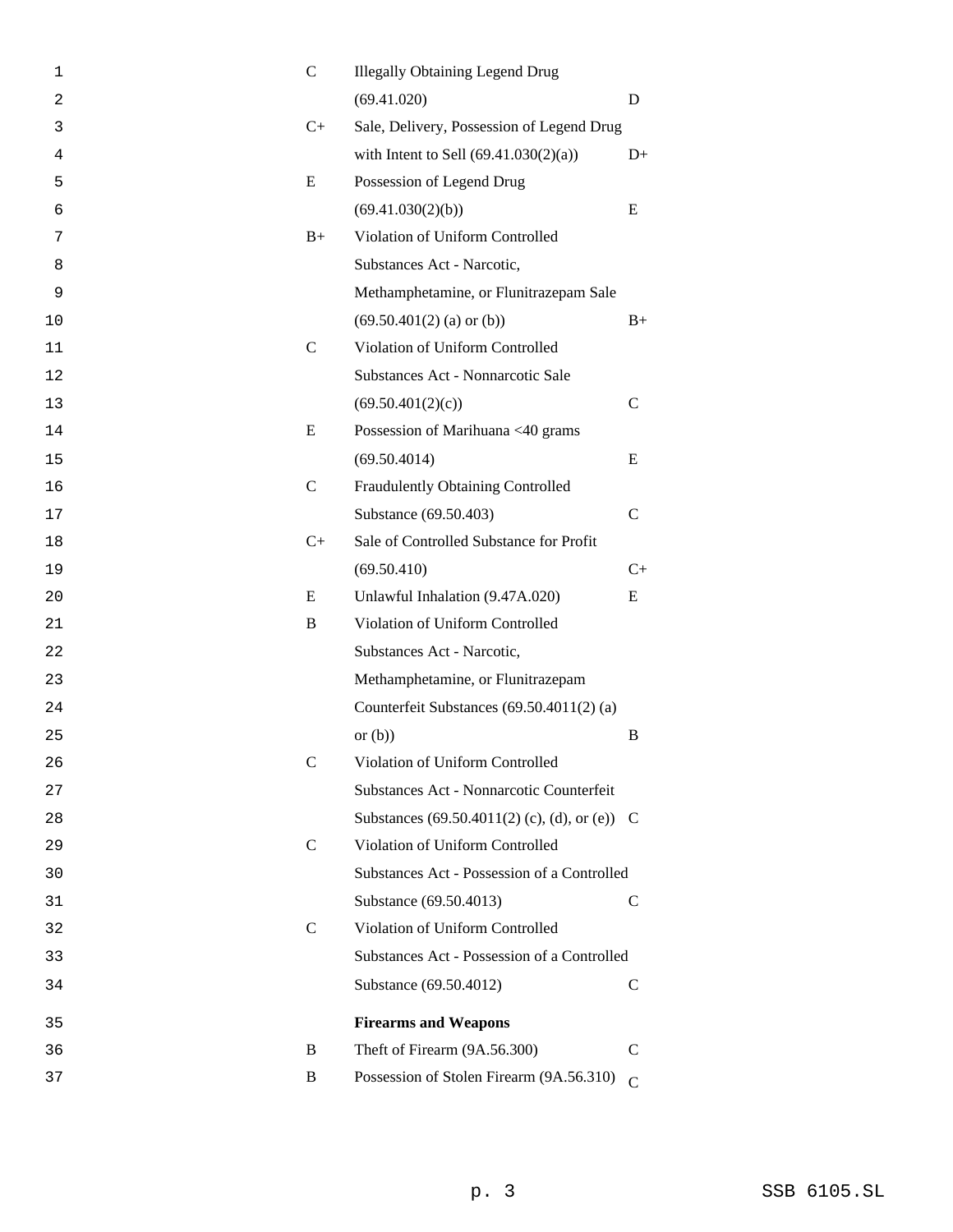| | | |
|---|---|---|
| C | Illegally Obtaining Legend Drug (69.41.020) | D |
| C+ | Sale, Delivery, Possession of Legend Drug with Intent to Sell (69.41.030(2)(a)) | D+ |
| E | Possession of Legend Drug (69.41.030(2)(b)) | E |
| B+ | Violation of Uniform Controlled Substances Act - Narcotic, Methamphetamine, or Flunitrazepam Sale (69.50.401(2) (a) or (b)) | B+ |
| C | Violation of Uniform Controlled Substances Act - Nonnarcotic Sale (69.50.401(2)(c)) | C |
| E | Possession of Marihuana <40 grams (69.50.4014) | E |
| C | Fraudulently Obtaining Controlled Substance (69.50.403) | C |
| C+ | Sale of Controlled Substance for Profit (69.50.410) | C+ |
| E | Unlawful Inhalation (9.47A.020) | E |
| B | Violation of Uniform Controlled Substances Act - Narcotic, Methamphetamine, or Flunitrazepam Counterfeit Substances (69.50.4011(2) (a) or (b)) | B |
| C | Violation of Uniform Controlled Substances Act - Nonnarcotic Counterfeit Substances (69.50.4011(2) (c), (d), or (e)) | C |
| C | Violation of Uniform Controlled Substances Act - Possession of a Controlled Substance (69.50.4013) | C |
| C | Violation of Uniform Controlled Substances Act - Possession of a Controlled Substance (69.50.4012) | C |
| | **Firearms and Weapons** | |
| B | Theft of Firearm (9A.56.300) | C |
| B | Possession of Stolen Firearm (9A.56.310) | C |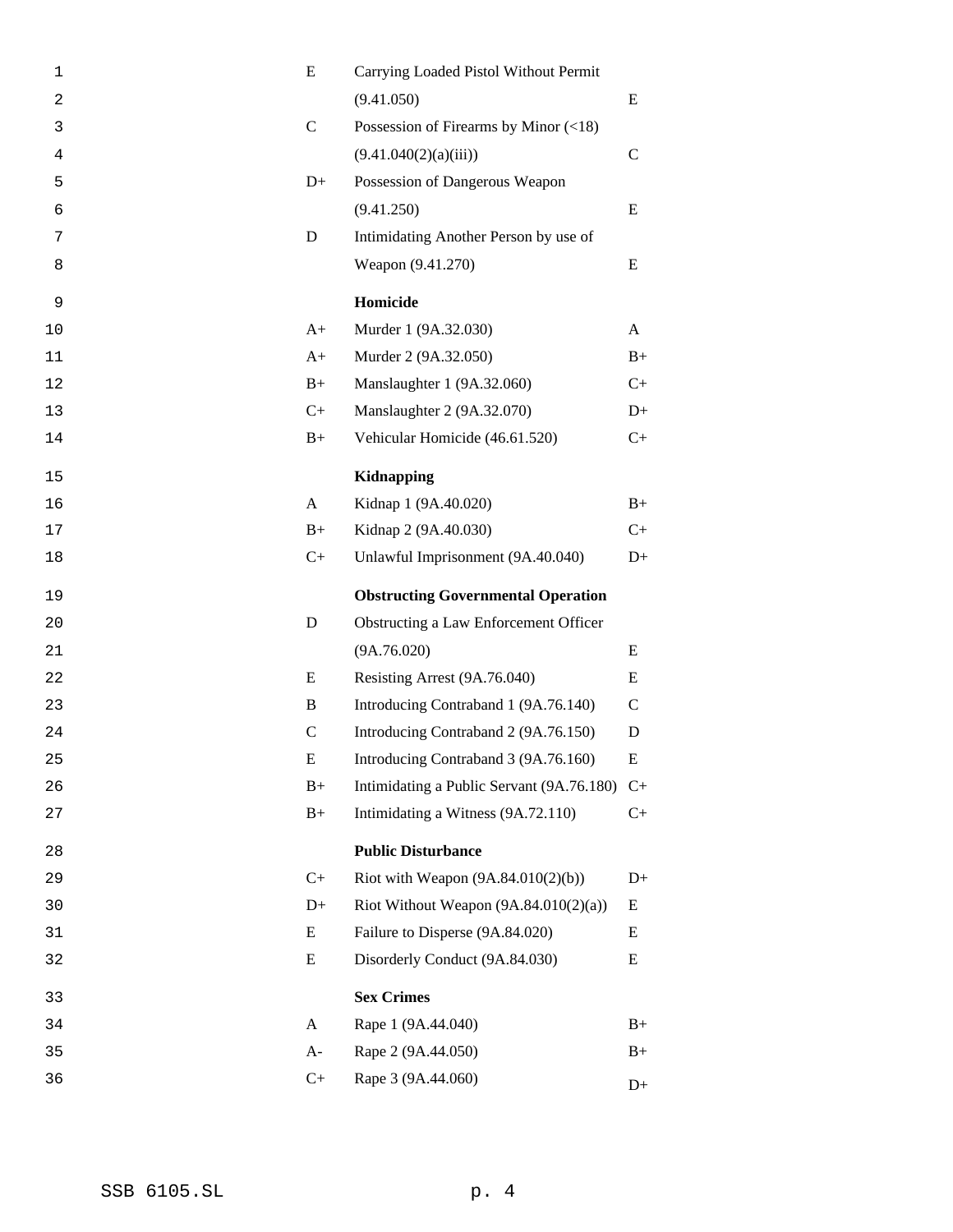| | | |
|---|---|---|
| E | Carrying Loaded Pistol Without Permit (9.41.050) | E |
| C | Possession of Firearms by Minor (<18) (9.41.040(2)(a)(iii)) | C |
| D+ | Possession of Dangerous Weapon (9.41.250) | E |
| D | Intimidating Another Person by use of Weapon (9.41.270) | E |
| | **Homicide** | |
| A+ | Murder 1 (9A.32.030) | A |
| A+ | Murder 2 (9A.32.050) | B+ |
| B+ | Manslaughter 1 (9A.32.060) | C+ |
| C+ | Manslaughter 2 (9A.32.070) | D+ |
| B+ | Vehicular Homicide (46.61.520) | C+ |
| | **Kidnapping** | |
| A | Kidnap 1 (9A.40.020) | B+ |
| B+ | Kidnap 2 (9A.40.030) | C+ |
| C+ | Unlawful Imprisonment (9A.40.040) | D+ |
| | **Obstructing Governmental Operation** | |
| D | Obstructing a Law Enforcement Officer (9A.76.020) | E |
| E | Resisting Arrest (9A.76.040) | E |
| B | Introducing Contraband 1 (9A.76.140) | C |
| C | Introducing Contraband 2 (9A.76.150) | D |
| E | Introducing Contraband 3 (9A.76.160) | E |
| B+ | Intimidating a Public Servant (9A.76.180) | C+ |
| B+ | Intimidating a Witness (9A.72.110) | C+ |
| | **Public Disturbance** | |
| C+ | Riot with Weapon (9A.84.010(2)(b)) | D+ |
| D+ | Riot Without Weapon (9A.84.010(2)(a)) | E |
| E | Failure to Disperse (9A.84.020) | E |
| E | Disorderly Conduct (9A.84.030) | E |
| | **Sex Crimes** | |
| A | Rape 1 (9A.44.040) | B+ |
| A- | Rape 2 (9A.44.050) | B+ |
| C+ | Rape 3 (9A.44.060) | D+ |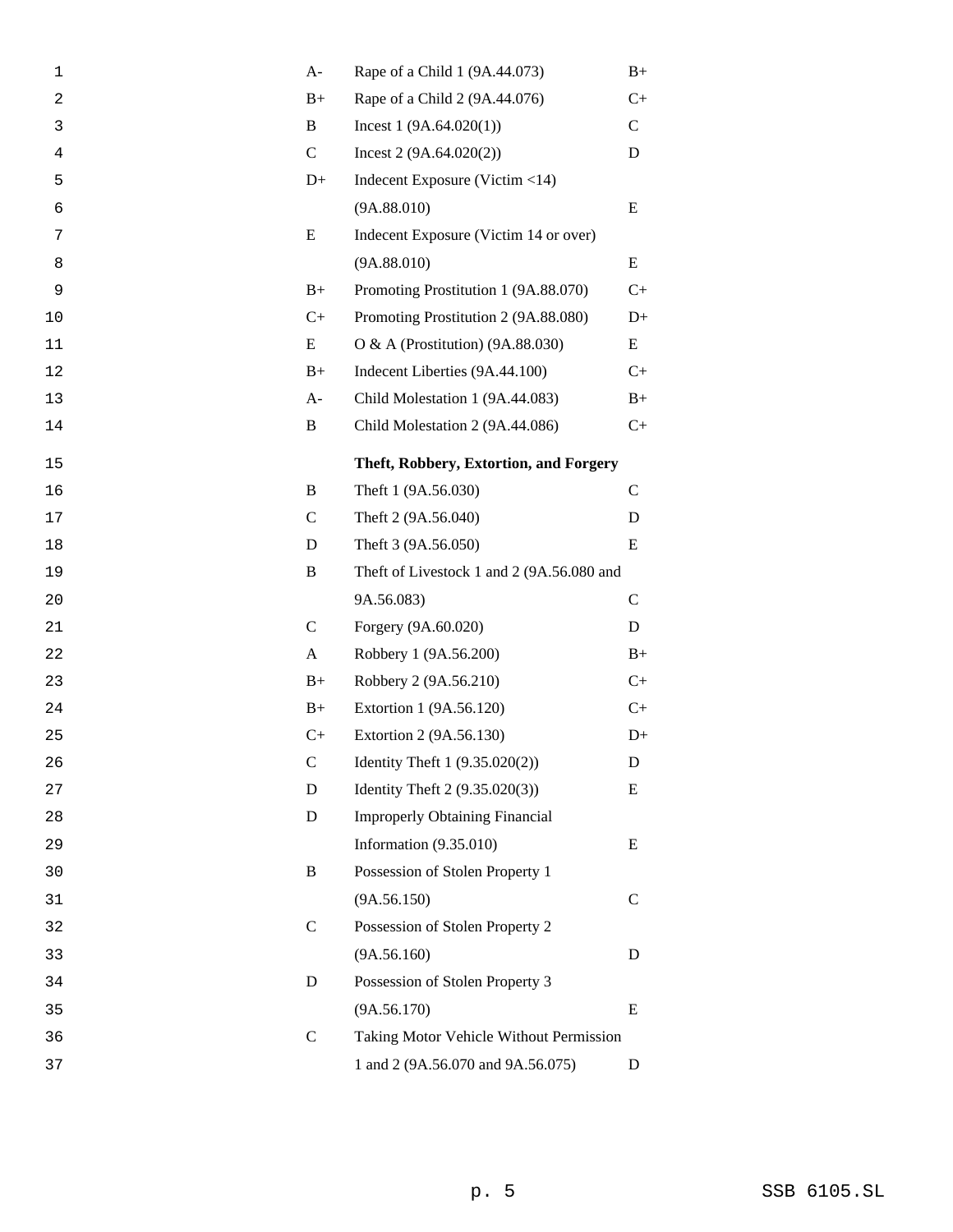| | | |
|---|---|---|
| A- | Rape of a Child 1 (9A.44.073) | B+ |
| B+ | Rape of a Child 2 (9A.44.076) | C+ |
| B | Incest 1 (9A.64.020(1)) | C |
| C | Incest 2 (9A.64.020(2)) | D |
| D+ | Indecent Exposure (Victim <14) (9A.88.010) | E |
| E | Indecent Exposure (Victim 14 or over) (9A.88.010) | E |
| B+ | Promoting Prostitution 1 (9A.88.070) | C+ |
| C+ | Promoting Prostitution 2 (9A.88.080) | D+ |
| E | O & A (Prostitution) (9A.88.030) | E |
| B+ | Indecent Liberties (9A.44.100) | C+ |
| A- | Child Molestation 1 (9A.44.083) | B+ |
| B | Child Molestation 2 (9A.44.086) | C+ |
| | **Theft, Robbery, Extortion, and Forgery** | |
| B | Theft 1 (9A.56.030) | C |
| C | Theft 2 (9A.56.040) | D |
| D | Theft 3 (9A.56.050) | E |
| B | Theft of Livestock 1 and 2 (9A.56.080 and 9A.56.083) | C |
| C | Forgery (9A.60.020) | D |
| A | Robbery 1 (9A.56.200) | B+ |
| B+ | Robbery 2 (9A.56.210) | C+ |
| B+ | Extortion 1 (9A.56.120) | C+ |
| C+ | Extortion 2 (9A.56.130) | D+ |
| C | Identity Theft 1 (9.35.020(2)) | D |
| D | Identity Theft 2 (9.35.020(3)) | E |
| D | Improperly Obtaining Financial Information (9.35.010) | E |
| B | Possession of Stolen Property 1 (9A.56.150) | C |
| C | Possession of Stolen Property 2 (9A.56.160) | D |
| D | Possession of Stolen Property 3 (9A.56.170) | E |
| C | Taking Motor Vehicle Without Permission 1 and 2 (9A.56.070 and 9A.56.075) | D |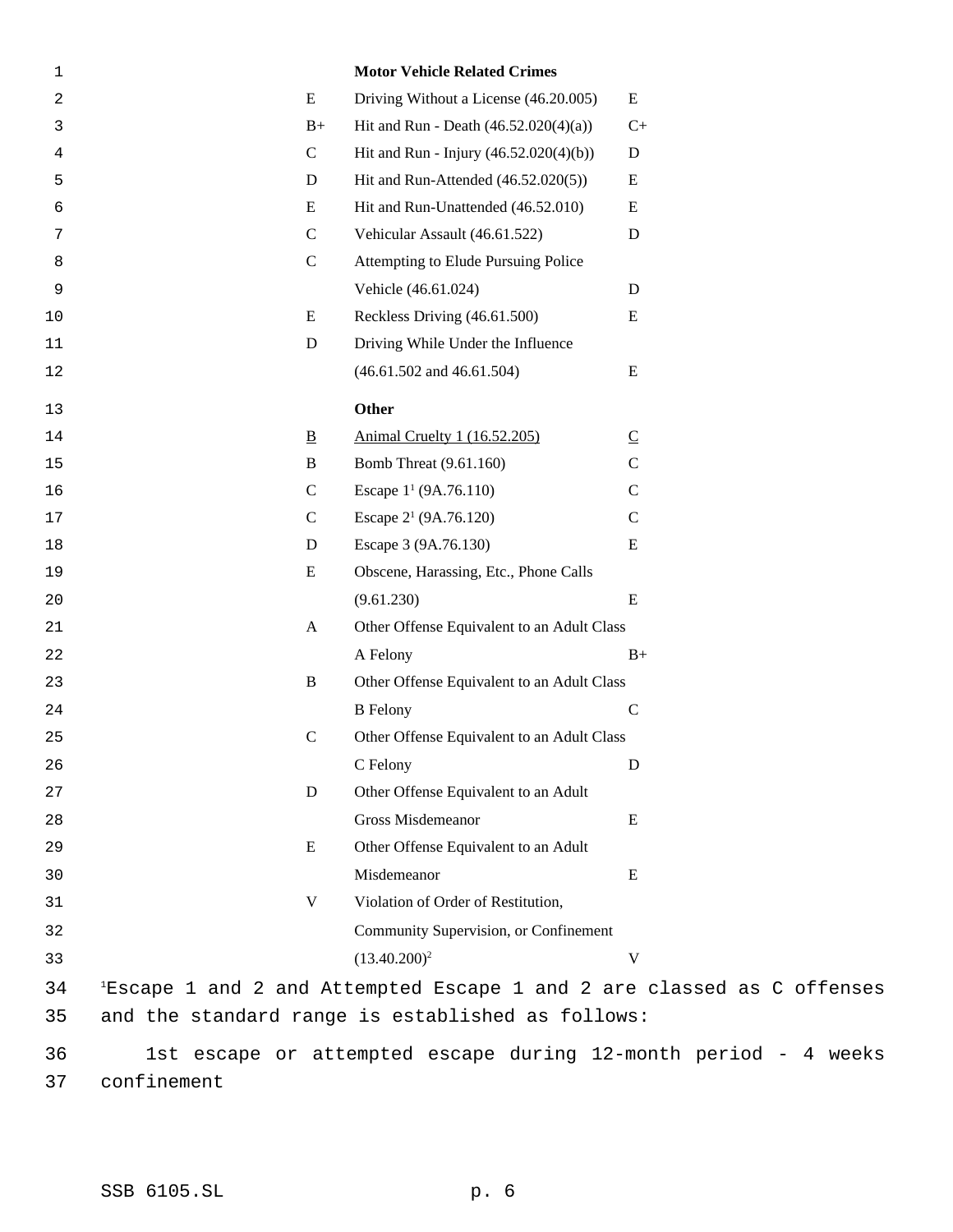| | | |
|---|---|---|
| | **Motor Vehicle Related Crimes** | |
| E | Driving Without a License (46.20.005) | E |
| B+ | Hit and Run - Death (46.52.020(4)(a)) | C+ |
| C | Hit and Run - Injury (46.52.020(4)(b)) | D |
| D | Hit and Run-Attended (46.52.020(5)) | E |
| E | Hit and Run-Unattended (46.52.010) | E |
| C | Vehicular Assault (46.61.522) | D |
| C | Attempting to Elude Pursuing Police Vehicle (46.61.024) | D |
| E | Reckless Driving (46.61.500) | E |
| D | Driving While Under the Influence (46.61.502 and 46.61.504) | E |
| | **Other** | |
| <u>B</u> | <u>Animal Cruelty 1 (16.52.205)</u> | <u>C</u> |
| B | Bomb Threat (9.61.160) | C |
| C | Escape 1[1] (9A.76.110) | C |
| C | Escape 2[1] (9A.76.120) | C |
| D | Escape 3 (9A.76.130) | E |
| E | Obscene, Harassing, Etc., Phone Calls (9.61.230) | E |
| A | Other Offense Equivalent to an Adult Class A Felony | B+ |
| B | Other Offense Equivalent to an Adult Class B Felony | C |
| C | Other Offense Equivalent to an Adult Class C Felony | D |
| D | Other Offense Equivalent to an Adult Gross Misdemeanor | E |
| E | Other Offense Equivalent to an Adult Misdemeanor | E |
| V | Violation of Order of Restitution, Community Supervision, or Confinement (13.40.200)[2] | V |

[1]Escape 1 and 2 and Attempted Escape 1 and 2 are classed as C offenses and the standard range is established as follows:

1st escape or attempted escape during 12-month period - 4 weeks confinement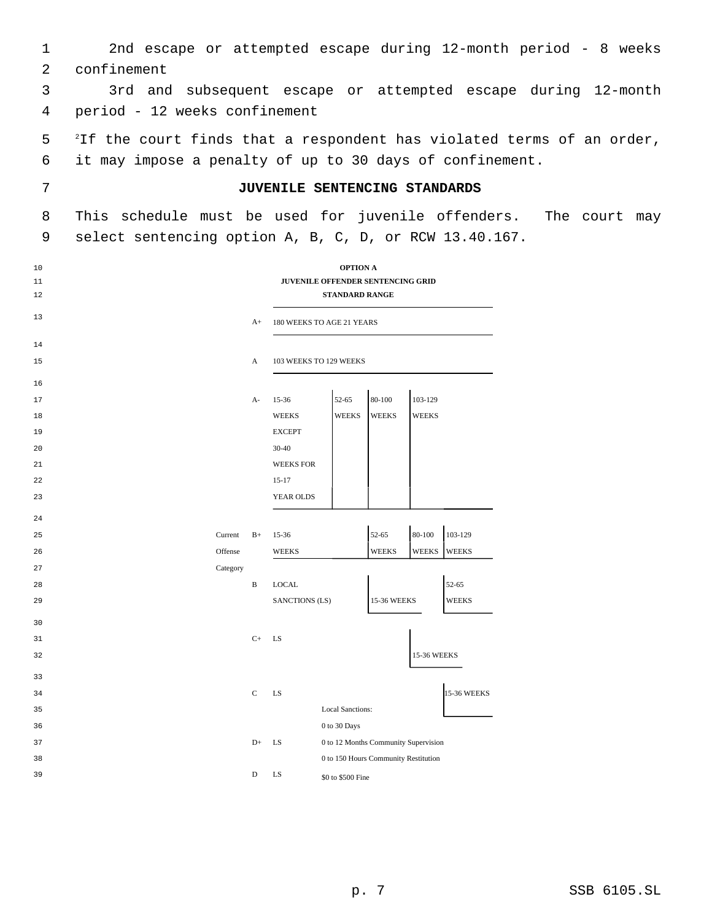2nd escape or attempted escape during 12-month period - 8 weeks confinement

3rd and subsequent escape or attempted escape during 12-month period - 12 weeks confinement

[2]If the court finds that a respondent has violated terms of an order, it may impose a penalty of up to 30 days of confinement.

## JUVENILE SENTENCING STANDARDS

This schedule must be used for juvenile offenders. The court may select sentencing option A, B, C, D, or RCW 13.40.167.

**OPTION A**

**JUVENILE OFFENDER SENTENCING GRID**

**STANDARD RANGE**

| Current Offense Category | | | | | |
|---|---|---|---|---|---|
| A+ | 180 WEEKS TO AGE 21 YEARS | | | | |
| A | 103 WEEKS TO 129 WEEKS | | | | |
| A- | 15-36 WEEKS EXCEPT 30-40 WEEKS FOR 15-17 YEAR OLDS | 52-65 WEEKS | 80-100 WEEKS | 103-129 WEEKS | |
| B+ | 15-36 WEEKS | | 52-65 WEEKS | 80-100 WEEKS | 103-129 WEEKS |
| B | LOCAL SANCTIONS (LS) | | 15-36 WEEKS | | 52-65 WEEKS |
| C+ | LS | | | 15-36 WEEKS | |
| C | LS | | | | 15-36 WEEKS |
| D+ | LS | | | | |
| D | LS | | | | |

Local Sanctions:

0 to 30 Days

0 to 12 Months Community Supervision

0 to 150 Hours Community Restitution

$0 to $500 Fine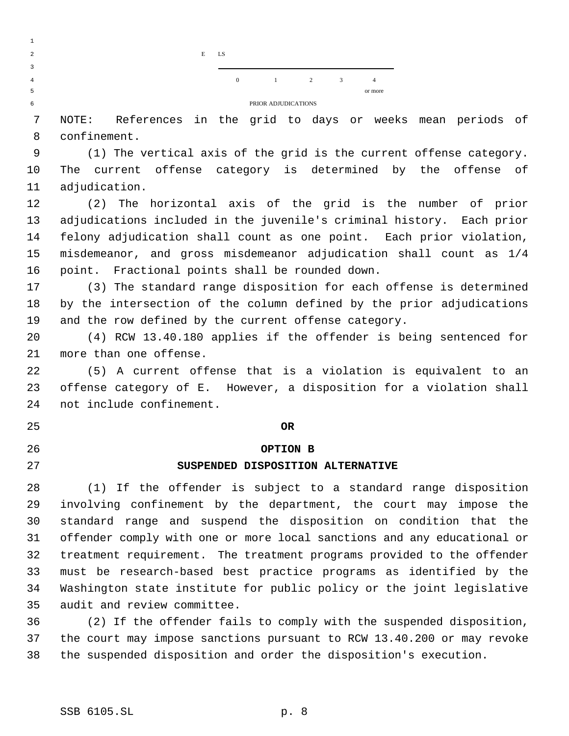| E | LS | | | | |
|---|---|---|---|---|---|
| | 0 | 1 | 2 | 3 | 4 or more |

PRIOR ADJUDICATIONS

NOTE: References in the grid to days or weeks mean periods of confinement.

(1) The vertical axis of the grid is the current offense category. The current offense category is determined by the offense of adjudication.

(2) The horizontal axis of the grid is the number of prior adjudications included in the juvenile's criminal history. Each prior felony adjudication shall count as one point. Each prior violation, misdemeanor, and gross misdemeanor adjudication shall count as 1/4 point. Fractional points shall be rounded down.

(3) The standard range disposition for each offense is determined by the intersection of the column defined by the prior adjudications and the row defined by the current offense category.

(4) RCW 13.40.180 applies if the offender is being sentenced for more than one offense.

(5) A current offense that is a violation is equivalent to an offense category of E. However, a disposition for a violation shall not include confinement.

**OR**

**OPTION B**

**SUSPENDED DISPOSITION ALTERNATIVE**

(1) If the offender is subject to a standard range disposition involving confinement by the department, the court may impose the standard range and suspend the disposition on condition that the offender comply with one or more local sanctions and any educational or treatment requirement. The treatment programs provided to the offender must be research-based best practice programs as identified by the Washington state institute for public policy or the joint legislative audit and review committee.

(2) If the offender fails to comply with the suspended disposition, the court may impose sanctions pursuant to RCW 13.40.200 or may revoke the suspended disposition and order the disposition's execution.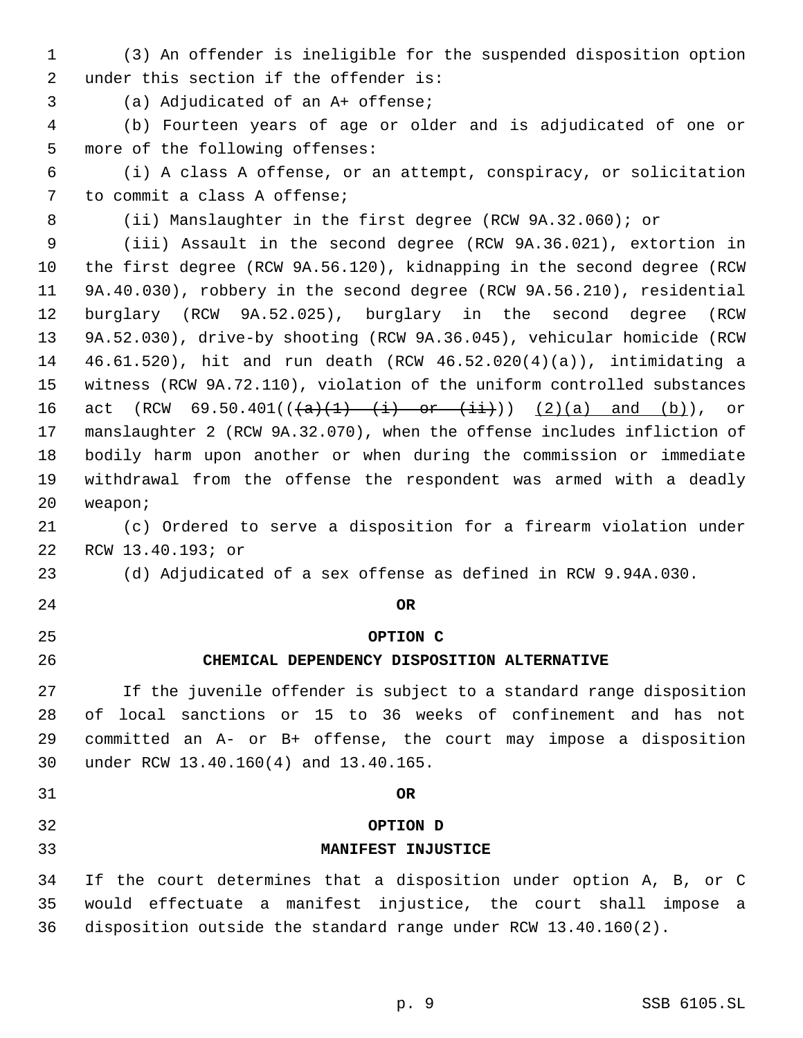(3) An offender is ineligible for the suspended disposition option under this section if the offender is:

(a) Adjudicated of an A+ offense;

(b) Fourteen years of age or older and is adjudicated of one or more of the following offenses:

(i) A class A offense, or an attempt, conspiracy, or solicitation to commit a class A offense;

(ii) Manslaughter in the first degree (RCW 9A.32.060); or

(iii) Assault in the second degree (RCW 9A.36.021), extortion in the first degree (RCW 9A.56.120), kidnapping in the second degree (RCW 9A.40.030), robbery in the second degree (RCW 9A.56.210), residential burglary (RCW 9A.52.025), burglary in the second degree (RCW 9A.52.030), drive-by shooting (RCW 9A.36.045), vehicular homicide (RCW 46.61.520), hit and run death (RCW 46.52.020(4)(a)), intimidating a witness (RCW 9A.72.110), violation of the uniform controlled substances act (RCW 69.50.401((~~(a)(1) (i) or (ii)~~)) <u>(2)(a) and (b)</u>), or manslaughter 2 (RCW 9A.32.070), when the offense includes infliction of bodily harm upon another or when during the commission or immediate withdrawal from the offense the respondent was armed with a deadly weapon;

(c) Ordered to serve a disposition for a firearm violation under RCW 13.40.193; or

(d) Adjudicated of a sex offense as defined in RCW 9.94A.030.

**OR**

**OPTION C**

**CHEMICAL DEPENDENCY DISPOSITION ALTERNATIVE**

If the juvenile offender is subject to a standard range disposition of local sanctions or 15 to 36 weeks of confinement and has not committed an A- or B+ offense, the court may impose a disposition under RCW 13.40.160(4) and 13.40.165.

**OR**

**OPTION D**

**MANIFEST INJUSTICE**

If the court determines that a disposition under option A, B, or C would effectuate a manifest injustice, the court shall impose a disposition outside the standard range under RCW 13.40.160(2).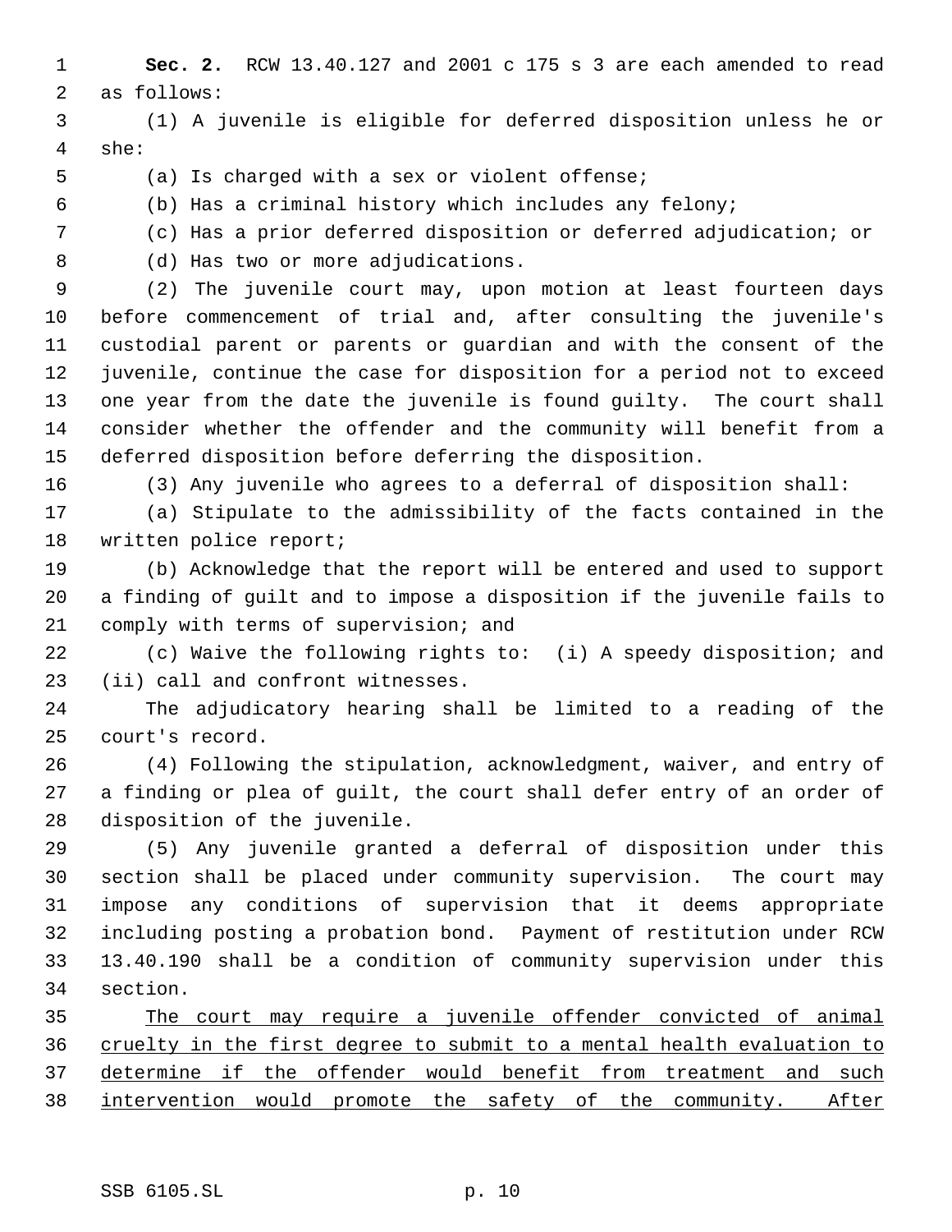**Sec. 2.** RCW 13.40.127 and 2001 c 175 s 3 are each amended to read as follows:

(1) A juvenile is eligible for deferred disposition unless he or she:

(a) Is charged with a sex or violent offense;

(b) Has a criminal history which includes any felony;

(c) Has a prior deferred disposition or deferred adjudication; or

(d) Has two or more adjudications.

(2) The juvenile court may, upon motion at least fourteen days before commencement of trial and, after consulting the juvenile's custodial parent or parents or guardian and with the consent of the juvenile, continue the case for disposition for a period not to exceed one year from the date the juvenile is found guilty. The court shall consider whether the offender and the community will benefit from a deferred disposition before deferring the disposition.

(3) Any juvenile who agrees to a deferral of disposition shall:

(a) Stipulate to the admissibility of the facts contained in the written police report;

(b) Acknowledge that the report will be entered and used to support a finding of guilt and to impose a disposition if the juvenile fails to comply with terms of supervision; and

(c) Waive the following rights to: (i) A speedy disposition; and (ii) call and confront witnesses.

The adjudicatory hearing shall be limited to a reading of the court's record.

(4) Following the stipulation, acknowledgment, waiver, and entry of a finding or plea of guilt, the court shall defer entry of an order of disposition of the juvenile.

(5) Any juvenile granted a deferral of disposition under this section shall be placed under community supervision. The court may impose any conditions of supervision that it deems appropriate including posting a probation bond. Payment of restitution under RCW 13.40.190 shall be a condition of community supervision under this section.

<u>The court may require a juvenile offender convicted of animal cruelty in the first degree to submit to a mental health evaluation to determine if the offender would benefit from treatment and such intervention would promote the safety of the community. After</u>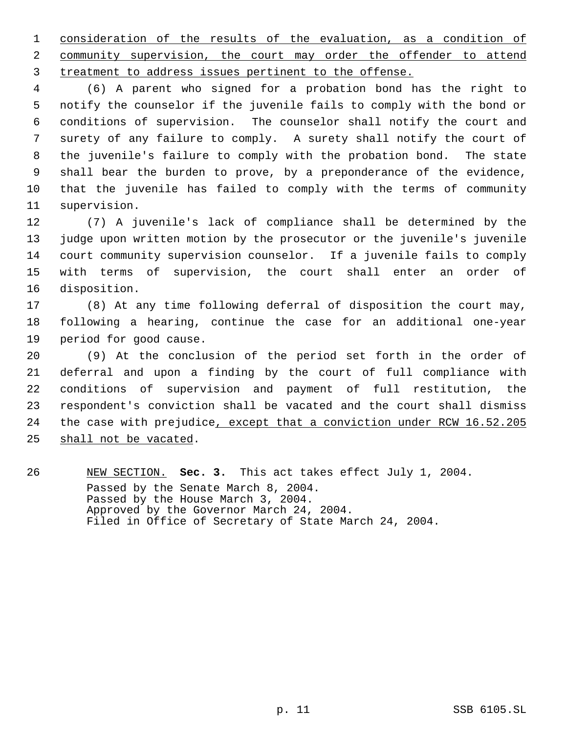consideration of the results of the evaluation, as a condition of community supervision, the court may order the offender to attend treatment to address issues pertinent to the offense.

(6) A parent who signed for a probation bond has the right to notify the counselor if the juvenile fails to comply with the bond or conditions of supervision. The counselor shall notify the court and surety of any failure to comply. A surety shall notify the court of the juvenile's failure to comply with the probation bond. The state shall bear the burden to prove, by a preponderance of the evidence, that the juvenile has failed to comply with the terms of community supervision.

(7) A juvenile's lack of compliance shall be determined by the judge upon written motion by the prosecutor or the juvenile's juvenile court community supervision counselor. If a juvenile fails to comply with terms of supervision, the court shall enter an order of disposition.

(8) At any time following deferral of disposition the court may, following a hearing, continue the case for an additional one-year period for good cause.

(9) At the conclusion of the period set forth in the order of deferral and upon a finding by the court of full compliance with conditions of supervision and payment of full restitution, the respondent's conviction shall be vacated and the court shall dismiss the case with prejudice, except that a conviction under RCW 16.52.205 shall not be vacated.

NEW SECTION. **Sec. 3.** This act takes effect July 1, 2004.

Passed by the Senate March 8, 2004.
Passed by the House March 3, 2004.
Approved by the Governor March 24, 2004.
Filed in Office of Secretary of State March 24, 2004.